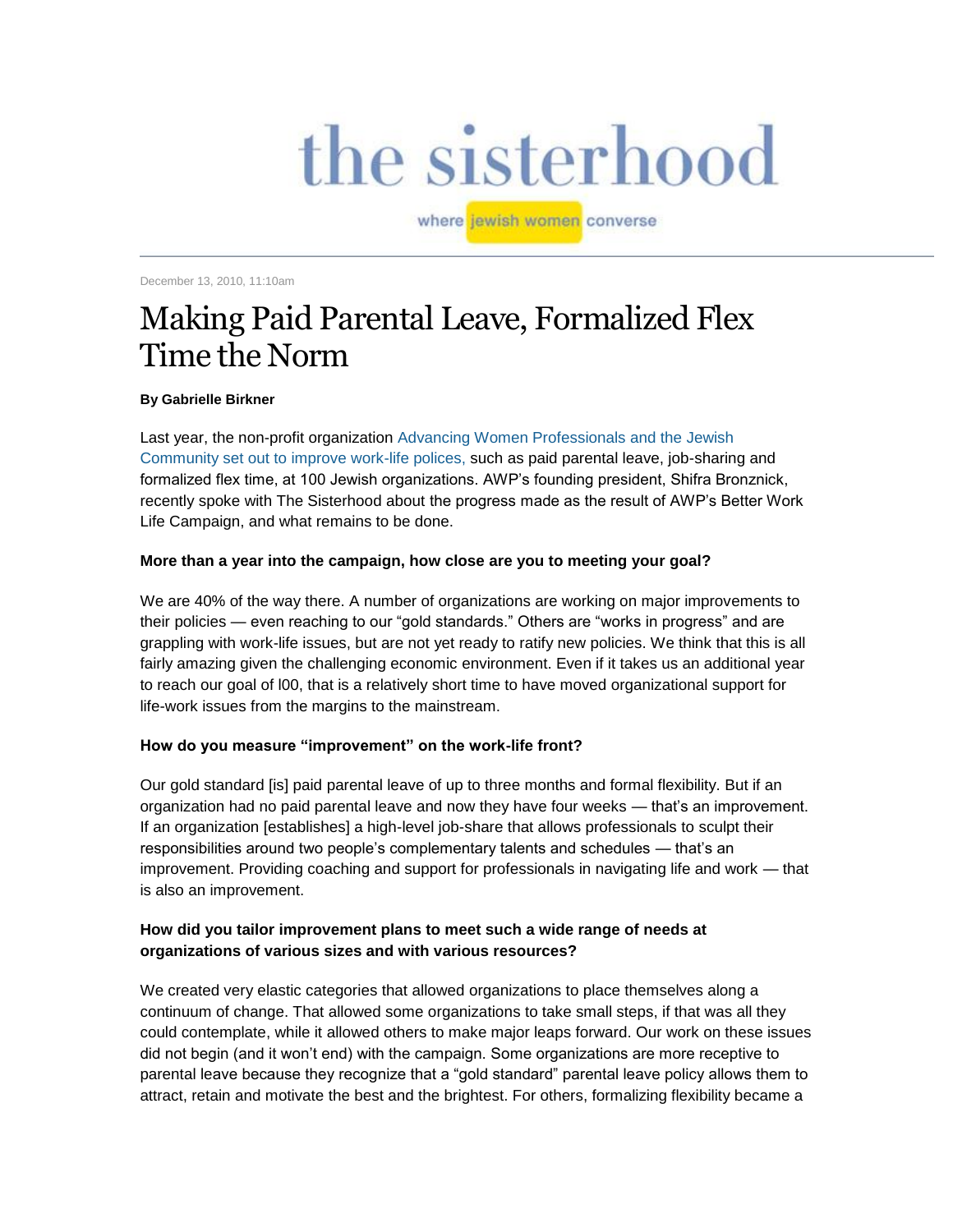# the sisterhood

where jewish women converse

December 13, 2010, 11:10am

## Making Paid Parental Leave, Formalized Flex Time the Norm

**By Gabrielle Birkner**

Last year, the non-profit organization Advancing Women Professionals and the Jewish Community set out to improve work-life polices, such as paid parental leave, job-sharing and formalized flex time, at 100 Jewish organizations. AWP's founding president, Shifra Bronznick, recently spoke with The Sisterhood about the progress made as the result of AWP's Better Work Life Campaign, and what remains to be done.

**More than a year into the campaign, how close are you to meeting your goal?**

We are 40% of the way there. A number of organizations are working on major improvements to their policies — even reaching to our "gold standards." Others are "works in progress" and are grappling with work-life issues, but are not yet ready to ratify new policies. We think that this is all fairly amazing given the challenging economic environment. Even if it takes us an additional year to reach our goal of l00, that is a relatively short time to have moved organizational support for life-work issues from the margins to the mainstream.

**How do you measure "improvement" on the work-life front?**

Our gold standard [is] paid parental leave of up to three months and formal flexibility. But if an organization had no paid parental leave and now they have four weeks — that's an improvement. If an organization [establishes] a high-level job-share that allows professionals to sculpt their responsibilities around two people's complementary talents and schedules — that's an improvement. Providing coaching and support for professionals in navigating life and work — that is also an improvement.

**How did you tailor improvement plans to meet such a wide range of needs at organizations of various sizes and with various resources?**

We created very elastic categories that allowed organizations to place themselves along a continuum of change. That allowed some organizations to take small steps, if that was all they could contemplate, while it allowed others to make major leaps forward. Our work on these issues did not begin (and it won't end) with the campaign. Some organizations are more receptive to parental leave because they recognize that a "gold standard" parental leave policy allows them to attract, retain and motivate the best and the brightest. For others, formalizing flexibility became a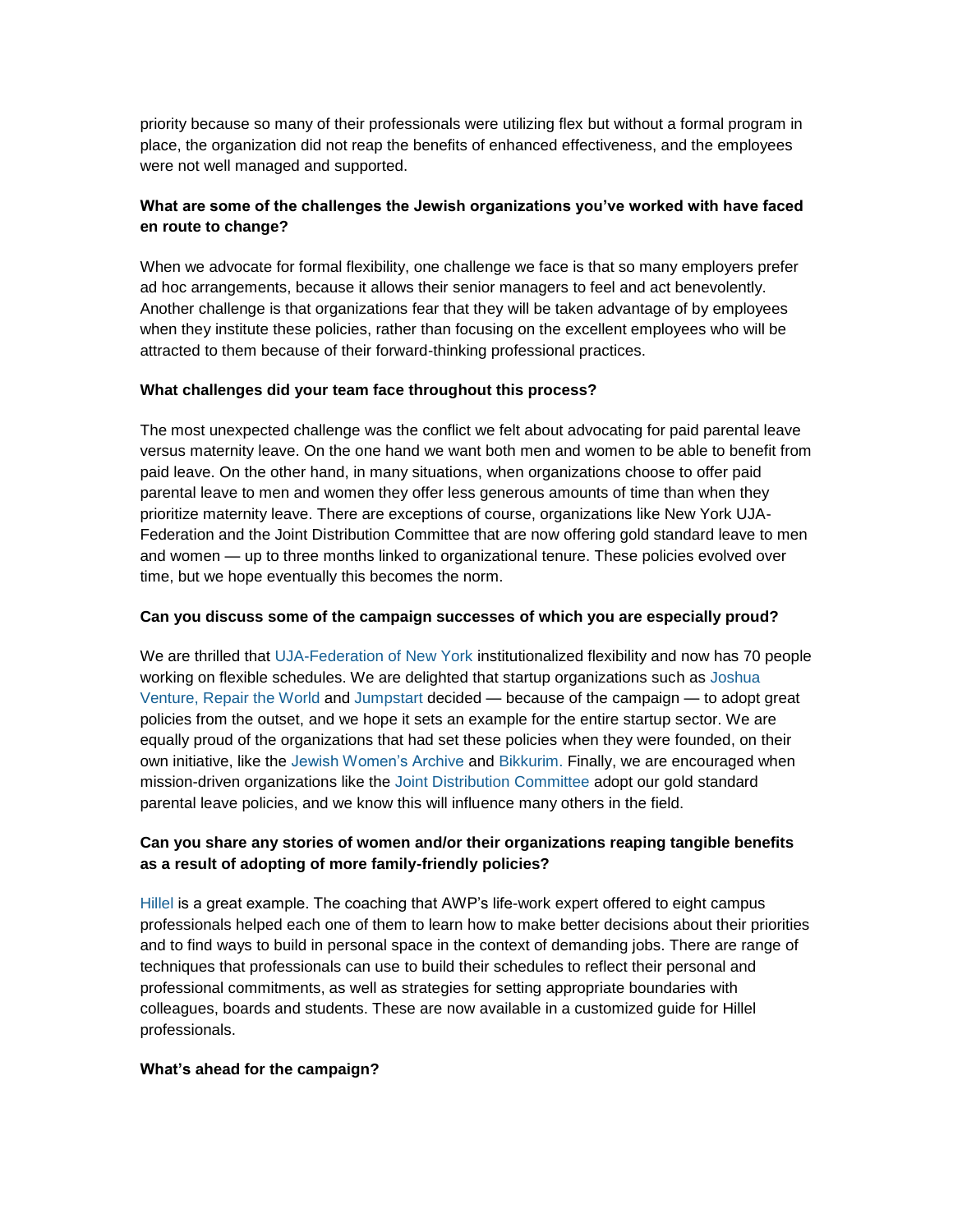priority because so many of their professionals were utilizing flex but without a formal program in place, the organization did not reap the benefits of enhanced effectiveness, and the employees were not well managed and supported.

**What are some of the challenges the Jewish organizations you've worked with have faced en route to change?**

When we advocate for formal flexibility, one challenge we face is that so many employers prefer ad hoc arrangements, because it allows their senior managers to feel and act benevolently. Another challenge is that organizations fear that they will be taken advantage of by employees when they institute these policies, rather than focusing on the excellent employees who will be attracted to them because of their forward-thinking professional practices.

**What challenges did your team face throughout this process?**

The most unexpected challenge was the conflict we felt about advocating for paid parental leave versus maternity leave. On the one hand we want both men and women to be able to benefit from paid leave. On the other hand, in many situations, when organizations choose to offer paid parental leave to men and women they offer less generous amounts of time than when they prioritize maternity leave. There are exceptions of course, organizations like New York UJA-Federation and the Joint Distribution Committee that are now offering gold standard leave to men and women — up to three months linked to organizational tenure. These policies evolved over time, but we hope eventually this becomes the norm.

**Can you discuss some of the campaign successes of which you are especially proud?**

We are thrilled that UJA-Federation of New York institutionalized flexibility and now has 70 people working on flexible schedules. We are delighted that startup organizations such as Joshua Venture, Repair the World and Jumpstart decided — because of the campaign — to adopt great policies from the outset, and we hope it sets an example for the entire startup sector. We are equally proud of the organizations that had set these policies when they were founded, on their own initiative, like the Jewish Women's Archive and Bikkurim. Finally, we are encouraged when mission-driven organizations like the Joint Distribution Committee adopt our gold standard parental leave policies, and we know this will influence many others in the field.

**Can you share any stories of women and/or their organizations reaping tangible benefits as a result of adopting of more family-friendly policies?**

Hillel is a great example. The coaching that AWP's life-work expert offered to eight campus professionals helped each one of them to learn how to make better decisions about their priorities and to find ways to build in personal space in the context of demanding jobs. There are range of techniques that professionals can use to build their schedules to reflect their personal and professional commitments, as well as strategies for setting appropriate boundaries with colleagues, boards and students. These are now available in a customized guide for Hillel professionals.

**What's ahead for the campaign?**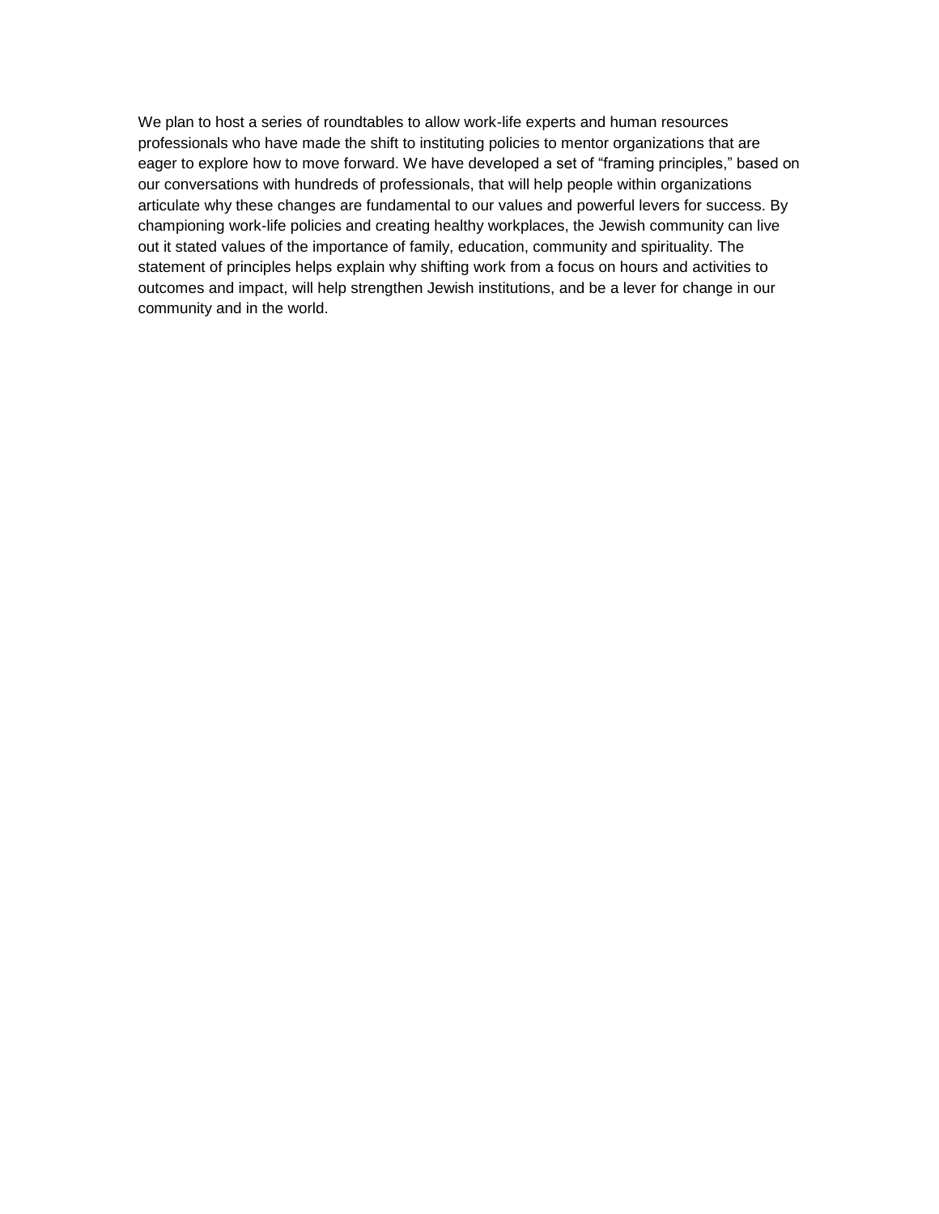We plan to host a series of roundtables to allow work-life experts and human resources professionals who have made the shift to instituting policies to mentor organizations that are eager to explore how to move forward. We have developed a set of "framing principles," based on our conversations with hundreds of professionals, that will help people within organizations articulate why these changes are fundamental to our values and powerful levers for success. By championing work-life policies and creating healthy workplaces, the Jewish community can live out it stated values of the importance of family, education, community and spirituality. The statement of principles helps explain why shifting work from a focus on hours and activities to outcomes and impact, will help strengthen Jewish institutions, and be a lever for change in our community and in the world.